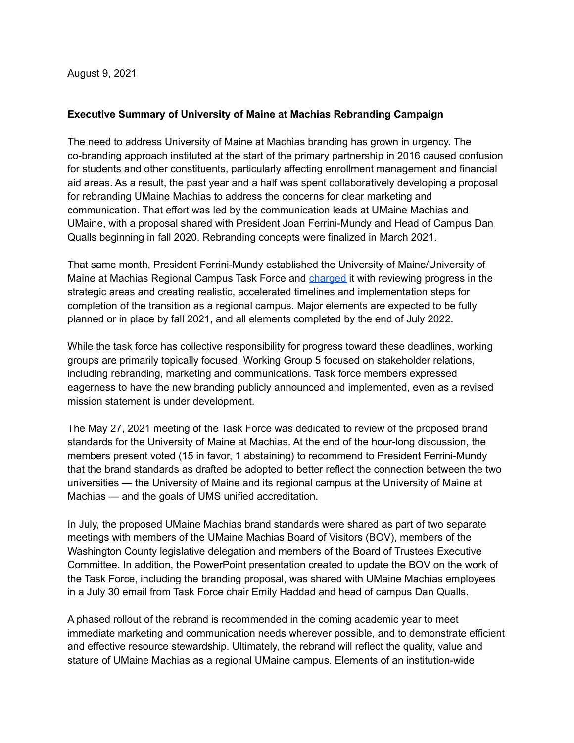August 9, 2021

**Executive Summary of University of Maine at Machias Rebranding Campaign**

The need to address University of Maine at Machias branding has grown in urgency. The co-branding approach instituted at the start of the primary partnership in 2016 caused confusion for students and other constituents, particularly affecting enrollment management and financial aid areas. As a result, the past year and a half was spent collaboratively developing a proposal for rebranding UMaine Machias to address the concerns for clear marketing and communication. That effort was led by the communication leads at UMaine Machias and UMaine, with a proposal shared with President Joan Ferrini-Mundy and Head of Campus Dan Qualls beginning in fall 2020. Rebranding concepts were finalized in March 2021.

That same month, President Ferrini-Mundy established the University of Maine/University of Maine at Machias Regional Campus Task Force and charged it with reviewing progress in the strategic areas and creating realistic, accelerated timelines and implementation steps for completion of the transition as a regional campus. Major elements are expected to be fully planned or in place by fall 2021, and all elements completed by the end of July 2022.

While the task force has collective responsibility for progress toward these deadlines, working groups are primarily topically focused. Working Group 5 focused on stakeholder relations, including rebranding, marketing and communications. Task force members expressed eagerness to have the new branding publicly announced and implemented, even as a revised mission statement is under development.

The May 27, 2021 meeting of the Task Force was dedicated to review of the proposed brand standards for the University of Maine at Machias. At the end of the hour-long discussion, the members present voted (15 in favor, 1 abstaining) to recommend to President Ferrini-Mundy that the brand standards as drafted be adopted to better reflect the connection between the two universities — the University of Maine and its regional campus at the University of Maine at Machias — and the goals of UMS unified accreditation.

In July, the proposed UMaine Machias brand standards were shared as part of two separate meetings with members of the UMaine Machias Board of Visitors (BOV), members of the Washington County legislative delegation and members of the Board of Trustees Executive Committee. In addition, the PowerPoint presentation created to update the BOV on the work of the Task Force, including the branding proposal, was shared with UMaine Machias employees in a July 30 email from Task Force chair Emily Haddad and head of campus Dan Qualls.

A phased rollout of the rebrand is recommended in the coming academic year to meet immediate marketing and communication needs wherever possible, and to demonstrate efficient and effective resource stewardship. Ultimately, the rebrand will reflect the quality, value and stature of UMaine Machias as a regional UMaine campus. Elements of an institution-wide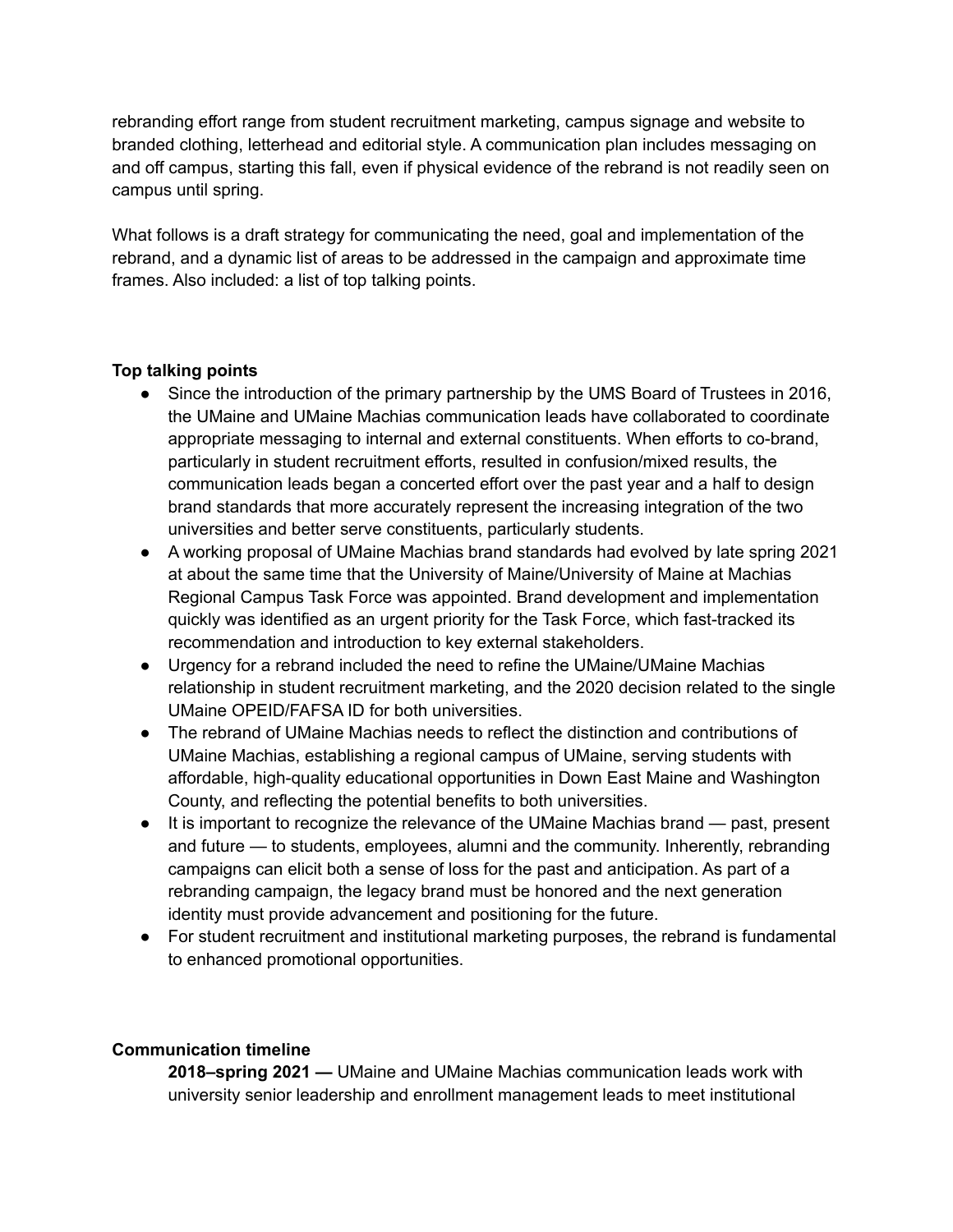rebranding effort range from student recruitment marketing, campus signage and website to branded clothing, letterhead and editorial style. A communication plan includes messaging on and off campus, starting this fall, even if physical evidence of the rebrand is not readily seen on campus until spring.

What follows is a draft strategy for communicating the need, goal and implementation of the rebrand, and a dynamic list of areas to be addressed in the campaign and approximate time frames. Also included: a list of top talking points.

**Top talking points**

- Since the introduction of the primary partnership by the UMS Board of Trustees in 2016, the UMaine and UMaine Machias communication leads have collaborated to coordinate appropriate messaging to internal and external constituents. When efforts to co-brand, particularly in student recruitment efforts, resulted in confusion/mixed results, the communication leads began a concerted effort over the past year and a half to design brand standards that more accurately represent the increasing integration of the two universities and better serve constituents, particularly students.
- A working proposal of UMaine Machias brand standards had evolved by late spring 2021 at about the same time that the University of Maine/University of Maine at Machias Regional Campus Task Force was appointed. Brand development and implementation quickly was identified as an urgent priority for the Task Force, which fast-tracked its recommendation and introduction to key external stakeholders.
- Urgency for a rebrand included the need to refine the UMaine/UMaine Machias relationship in student recruitment marketing, and the 2020 decision related to the single UMaine OPEID/FAFSA ID for both universities.
- The rebrand of UMaine Machias needs to reflect the distinction and contributions of UMaine Machias, establishing a regional campus of UMaine, serving students with affordable, high-quality educational opportunities in Down East Maine and Washington County, and reflecting the potential benefits to both universities.
- It is important to recognize the relevance of the UMaine Machias brand — past, present and future — to students, employees, alumni and the community. Inherently, rebranding campaigns can elicit both a sense of loss for the past and anticipation. As part of a rebranding campaign, the legacy brand must be honored and the next generation identity must provide advancement and positioning for the future.
- For student recruitment and institutional marketing purposes, the rebrand is fundamental to enhanced promotional opportunities.

**Communication timeline**

**2018–spring 2021 —** UMaine and UMaine Machias communication leads work with university senior leadership and enrollment management leads to meet institutional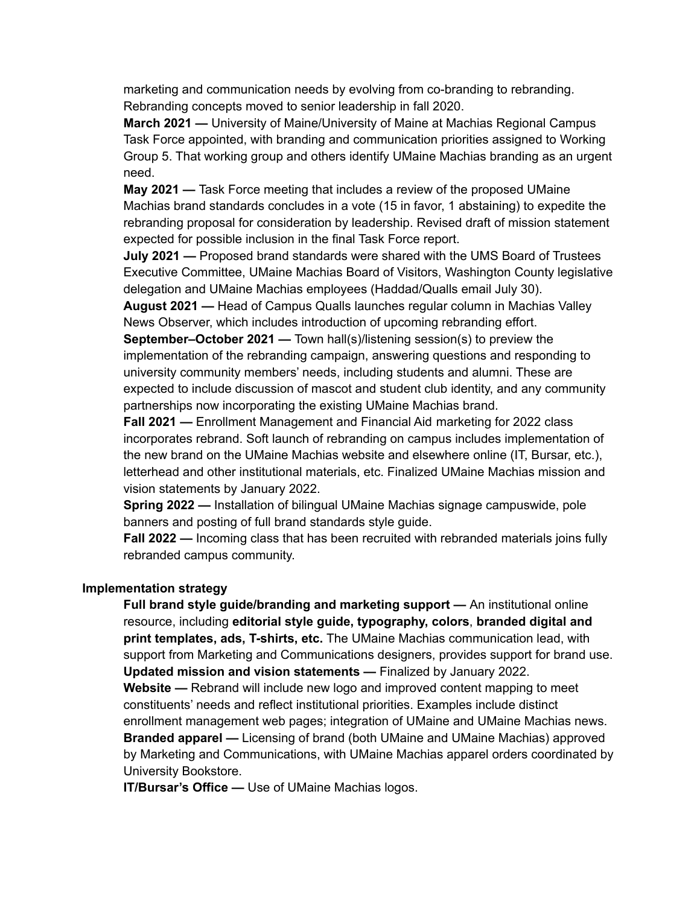marketing and communication needs by evolving from co-branding to rebranding. Rebranding concepts moved to senior leadership in fall 2020.

**March 2021 —** University of Maine/University of Maine at Machias Regional Campus Task Force appointed, with branding and communication priorities assigned to Working Group 5. That working group and others identify UMaine Machias branding as an urgent need.

**May 2021 —** Task Force meeting that includes a review of the proposed UMaine Machias brand standards concludes in a vote (15 in favor, 1 abstaining) to expedite the rebranding proposal for consideration by leadership. Revised draft of mission statement expected for possible inclusion in the final Task Force report.

**July 2021 —** Proposed brand standards were shared with the UMS Board of Trustees Executive Committee, UMaine Machias Board of Visitors, Washington County legislative delegation and UMaine Machias employees (Haddad/Qualls email July 30).

**August 2021 —** Head of Campus Qualls launches regular column in Machias Valley News Observer, which includes introduction of upcoming rebranding effort.

**September–October 2021 —** Town hall(s)/listening session(s) to preview the implementation of the rebranding campaign, answering questions and responding to university community members' needs, including students and alumni. These are expected to include discussion of mascot and student club identity, and any community partnerships now incorporating the existing UMaine Machias brand.

**Fall 2021 —** Enrollment Management and Financial Aid marketing for 2022 class incorporates rebrand. Soft launch of rebranding on campus includes implementation of the new brand on the UMaine Machias website and elsewhere online (IT, Bursar, etc.), letterhead and other institutional materials, etc. Finalized UMaine Machias mission and vision statements by January 2022.

**Spring 2022 —** Installation of bilingual UMaine Machias signage campuswide, pole banners and posting of full brand standards style guide.

**Fall 2022 —** Incoming class that has been recruited with rebranded materials joins fully rebranded campus community.

**Implementation strategy**

**Full brand style guide/branding and marketing support —** An institutional online resource, including **editorial style guide, typography, colors**, **branded digital and print templates, ads, T-shirts, etc.** The UMaine Machias communication lead, with support from Marketing and Communications designers, provides support for brand use.

**Updated mission and vision statements —** Finalized by January 2022.

**Website —** Rebrand will include new logo and improved content mapping to meet constituents' needs and reflect institutional priorities. Examples include distinct enrollment management web pages; integration of UMaine and UMaine Machias news.

**Branded apparel —** Licensing of brand (both UMaine and UMaine Machias) approved by Marketing and Communications, with UMaine Machias apparel orders coordinated by University Bookstore.

**IT/Bursar's Office —** Use of UMaine Machias logos.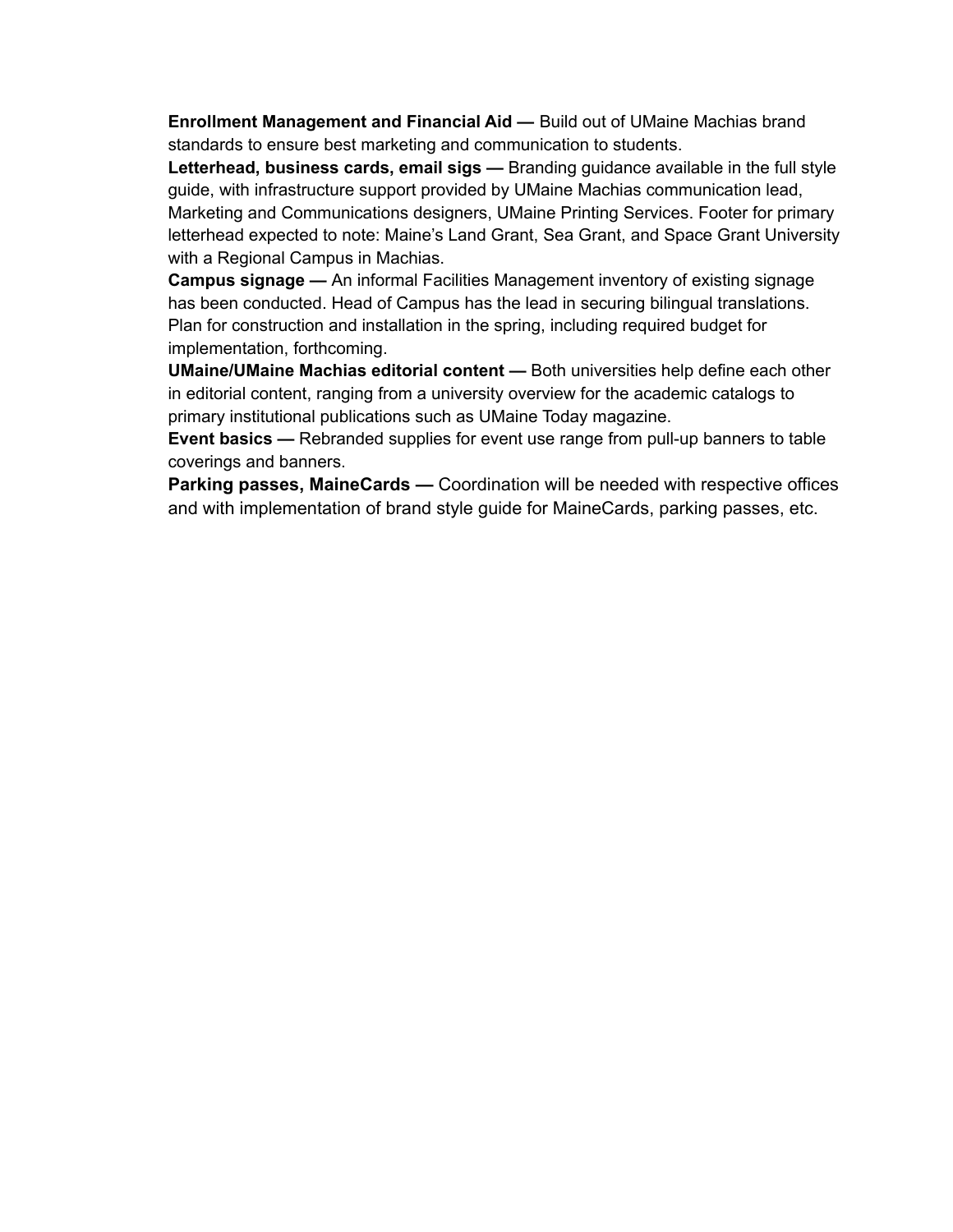**Enrollment Management and Financial Aid —** Build out of UMaine Machias brand standards to ensure best marketing and communication to students.

**Letterhead, business cards, email sigs —** Branding guidance available in the full style guide, with infrastructure support provided by UMaine Machias communication lead, Marketing and Communications designers, UMaine Printing Services. Footer for primary letterhead expected to note: Maine's Land Grant, Sea Grant, and Space Grant University with a Regional Campus in Machias.

**Campus signage —** An informal Facilities Management inventory of existing signage has been conducted. Head of Campus has the lead in securing bilingual translations. Plan for construction and installation in the spring, including required budget for implementation, forthcoming.

**UMaine/UMaine Machias editorial content —** Both universities help define each other in editorial content, ranging from a university overview for the academic catalogs to primary institutional publications such as UMaine Today magazine.

**Event basics —** Rebranded supplies for event use range from pull-up banners to table coverings and banners.

**Parking passes, MaineCards —** Coordination will be needed with respective offices and with implementation of brand style guide for MaineCards, parking passes, etc.